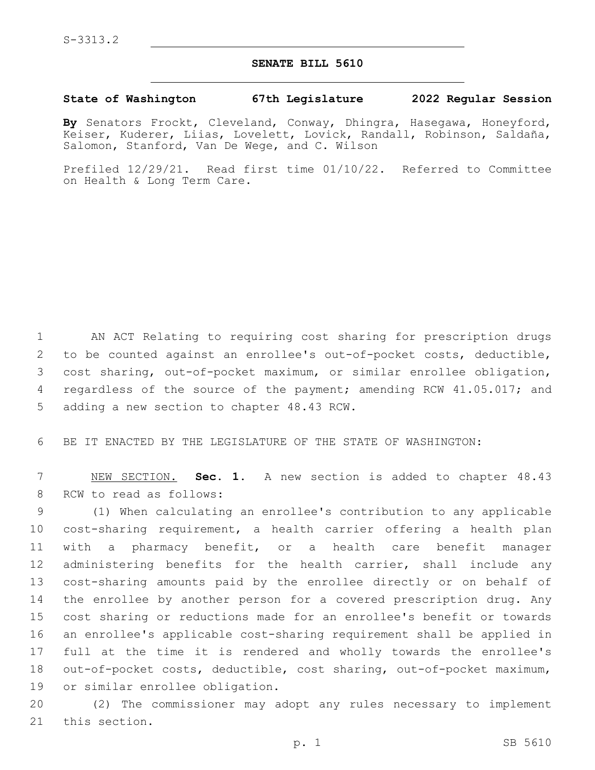S-3313.2

**SENATE BILL 5610**

**State of Washington 67th Legislature 2022 Regular Session**

**By** Senators Frockt, Cleveland, Conway, Dhingra, Hasegawa, Honeyford, Keiser, Kuderer, Liias, Lovelett, Lovick, Randall, Robinson, Saldaña, Salomon, Stanford, Van De Wege, and C. Wilson

Prefiled 12/29/21. Read first time 01/10/22. Referred to Committee on Health & Long Term Care.

AN ACT Relating to requiring cost sharing for prescription drugs to be counted against an enrollee's out-of-pocket costs, deductible, cost sharing, out-of-pocket maximum, or similar enrollee obligation, regardless of the source of the payment; amending RCW 41.05.017; and adding a new section to chapter 48.43 RCW.

BE IT ENACTED BY THE LEGISLATURE OF THE STATE OF WASHINGTON:

NEW SECTION. **Sec. 1.** A new section is added to chapter 48.43 RCW to read as follows:

(1) When calculating an enrollee's contribution to any applicable cost-sharing requirement, a health carrier offering a health plan with a pharmacy benefit, or a health care benefit manager administering benefits for the health carrier, shall include any cost-sharing amounts paid by the enrollee directly or on behalf of the enrollee by another person for a covered prescription drug. Any cost sharing or reductions made for an enrollee's benefit or towards an enrollee's applicable cost-sharing requirement shall be applied in full at the time it is rendered and wholly towards the enrollee's out-of-pocket costs, deductible, cost sharing, out-of-pocket maximum, or similar enrollee obligation.

(2) The commissioner may adopt any rules necessary to implement this section.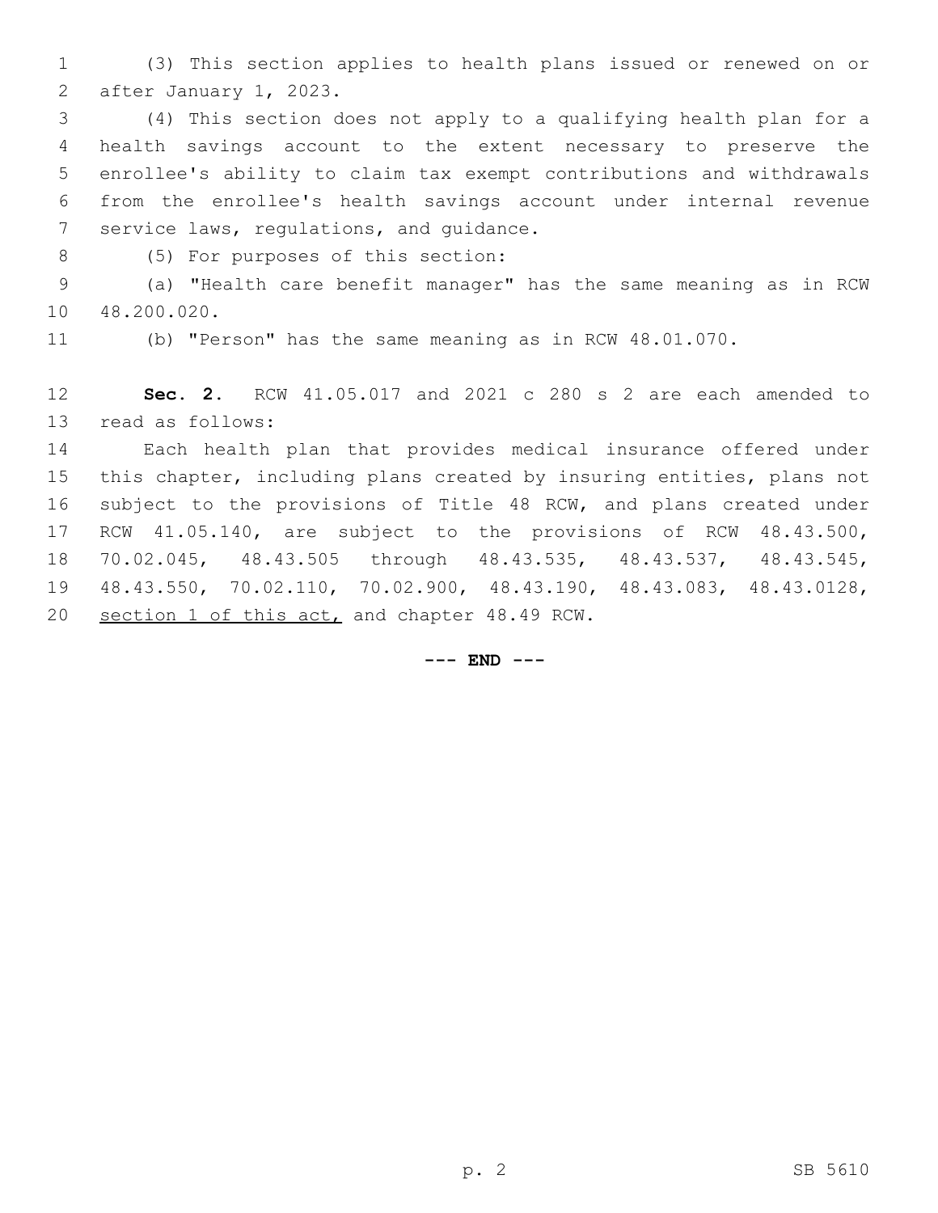(3) This section applies to health plans issued or renewed on or after January 1, 2023.

(4) This section does not apply to a qualifying health plan for a health savings account to the extent necessary to preserve the enrollee's ability to claim tax exempt contributions and withdrawals from the enrollee's health savings account under internal revenue service laws, regulations, and guidance.

(5) For purposes of this section:

(a) "Health care benefit manager" has the same meaning as in RCW 48.200.020.

(b) "Person" has the same meaning as in RCW 48.01.070.

**Sec. 2.** RCW 41.05.017 and 2021 c 280 s 2 are each amended to read as follows:

Each health plan that provides medical insurance offered under this chapter, including plans created by insuring entities, plans not subject to the provisions of Title 48 RCW, and plans created under RCW 41.05.140, are subject to the provisions of RCW 48.43.500, 70.02.045, 48.43.505 through 48.43.535, 48.43.537, 48.43.545, 48.43.550, 70.02.110, 70.02.900, 48.43.190, 48.43.083, 48.43.0128, <u>section 1 of this act,</u> and chapter 48.49 RCW.

**--- END ---**